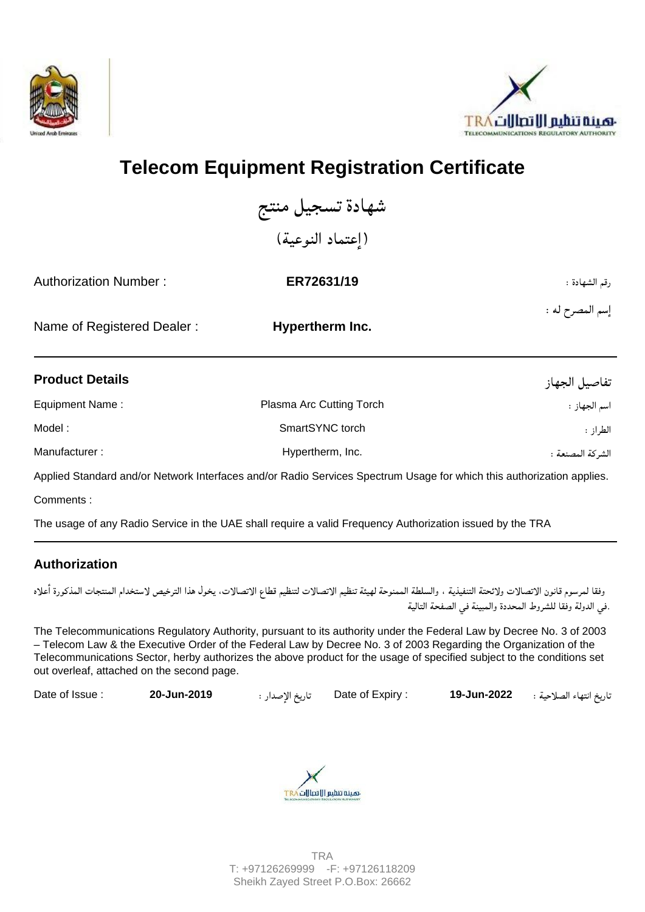# Telecom Equipment Registration Certificate

## شهادة تسجيل منتج

## (إعتماد النوعية)

| Authorization Number : | **ER72631/19** | رقم الشهادة : |
|---|---|---|
| Name of Registered Dealer : | **Hypertherm Inc.** | إسم المصرح له : |

### Product Details — تفاصيل الجهاز

| | | |
|---|---|---|
| Equipment Name : | Plasma Arc Cutting Torch | اسم الجهاز : |
| Model : | SmartSYNC torch | الطراز : |
| Manufacturer : | Hypertherm, Inc. | الشركة المصنعة : |

Applied Standard and/or Network Interfaces and/or Radio Services Spectrum Usage for which this authorization applies.

Comments :

The usage of any Radio Service in the UAE shall require a valid Frequency Authorization issued by the TRA

### Authorization

وفقا لمرسوم قانون الاتصالات ولائحتة التنفيذية ، والسلطة الممنوحة لهيئة تنظيم الاتصالات لتنظيم قطاع الاتصالات، يخول هذا الترخيص لاستخدام المنتجات المذكورة أعلاه في الدولة وفقا للشروط المحددة والمبينة في الصفحة التالية.

The Telecommunications Regulatory Authority, pursuant to its authority under the Federal Law by Decree No. 3 of 2003 – Telecom Law & the Executive Order of the Federal Law by Decree No. 3 of 2003 Regarding the Organization of the Telecommunications Sector, herby authorizes the above product for the usage of specified subject to the conditions set out overleaf, attached on the second page.

| Date of Issue : | **20-Jun-2019** | تاريخ الإصدار : | Date of Expiry : | **19-Jun-2022** | تاريخ انتهاء الصلاحية : |
|---|---|---|---|---|---|

TRA
T: +97126269999 -F: +97126118209
Sheikh Zayed Street P.O.Box: 26662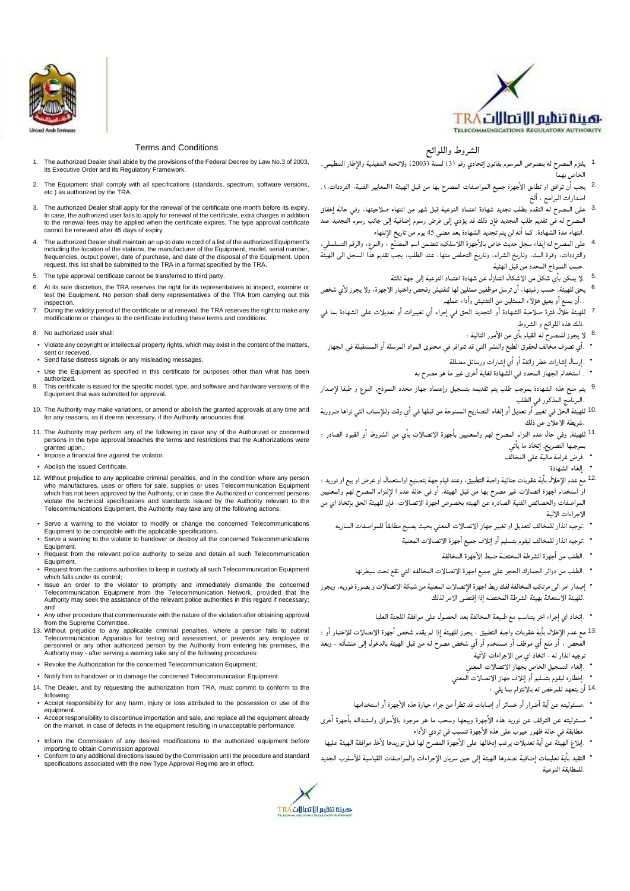United Arab Emirates

هيئة تنظيم الاتصالات TRA
TELECOMMUNICATIONS REGULATORY AUTHORITY

## Terms and Conditions

1. The authorized Dealer shall abide by the provisions of the Federal Decree by Law No.3 of 2003, its Executive Order and its Regulatory Framework.
2. The Equipment shall comply with all specifications (standards, spectrum, software versions, etc.) as authorized by the TRA.
3. The authorized Dealer shall apply for the renewal of the certificate one month before its expiry. In case, the authorized user fails to apply for renewal of the certificate, extra charges in addition to the renewal fees may be applied when the certificate expires. The type approval certificate cannot be renewed after 45 days of expiry.
4. The authorized Dealer shall maintain an up-to date record of a list of the authorized Equipment's including the location of the stations, the manufacturer of the Equipment, model, serial number, frequencies, output power, date of purchase, and date of the disposal of the Equipment. Upon request, this list shall be submitted to the TRA in a format specified by the TRA.
5. The type approval certificate cannot be transferred to third party.
6. At its sole discretion, the TRA reserves the right for its representatives to inspect, examine or test the Equipment. No person shall deny representatives of the TRA from carrying out this inspection.
7. During the validity period of the certificate or at renewal, the TRA reserves the right to make any modifications or changes to the certificate including these terms and conditions.
8. No authorized user shall:
   - Violate any copyright or intellectual property rights, which may exist in the content of the matters, sent or received.
   - Send false distress signals or any misleading messages.
   - Use the Equipment as specified in this certificate for purposes other than what has been authorized.
9. This certificate is issued for the specific model, type, and software and hardware versions of the Equipment that was submitted for approval.
10. The Authority may make variations, or amend or abolish the granted approvals at any time and for any reasons, as it deems necessary, if the Authority announces that.
11. The Authority may perform any of the following in case any of the Authorized or concerned persons in the type approval breaches the terms and restrictions that the Authorizations were granted upon,:
   - Impose a financial fine against the violator.
   - Abolish the issued Certificate.
12. Without prejudice to any applicable criminal penalties, and in the condition where any person who manufactures, uses or offers for sale, supplies or uses Telecommunication Equipment which has not been approved by the Authority, or in case the Authorized or concerned persons violate the technical specifications and standards issued by the Authority relevant to the Telecommunications Equipment, the Authority may take any of the following actions:
   - Serve a warning to the violator to modify or change the concerned Telecommunications Equipment to be compatible with the applicable specifications.
   - Serve a warning to the violator to handover or destroy all the concerned Telecommunications Equipment.
   - Request from the relevant police authority to seize and detain all such Telecommunication Equipment.
   - Request from the customs authorities to keep in custody all such Telecommunication Equipment which falls under its control;
   - Issue an order to the violator to promptly and immediately dismantle the concerned Telecommunication Equipment from the Telecommunication Network, provided that the Authority may seek the assistance of the relevant police authorities in this regard if necessary; and
   - Any other procedure that commensurate with the nature of the violation after obtaining approval from the Supreme Committee.
13. Without prejudice to any applicable criminal penalties, where a person fails to submit Telecommunication Apparatus for testing and assessment, or prevents any employee or personnel or any other authorized person by the Authority from entering his premises, the Authority may - after serving a warning take any of the following procedures:
   - Revoke the Authorization for the concerned Telecommunication Equipment;
   - Notify him to handover or to damage the concerned Telecommunication Equipment.
14. The Dealer, and by requesting the authorization from TRA, must commit to conform to the following:
   - Accept responsibility for any harm, injury or loss attributed to the possession or use of the equipment.
   - Accept responsibility to discontinue importation and sale, and replace all the equipment already on the market, in case of defects in the equipment resulting in unacceptable performance.
   - Inform the Commission of any desired modifications to the authorized equipment before importing to obtain Commission approval.
   - Conform to any additional directions issued by the Commission until the procedure and standard specifications associated with the new Type Approval Regime are in effect.

## الشروط واللوائح

1. يلتزم المصرح له بنصوص المرسوم بقانون إتحادي رقم (3) لسنة (2003) ولائحته التنفيذية والإطار التنظيمي الخاص بهما.
2. يجب أن توافق او تطابق الأجهزة جميع المواصفات المصرح بها من قبل الهيئة (المعايير الفنية، الترددات،)، اصدارات البرامج ، ألخ.
3. على المصرح له التقدم بطلب تجديد شهادة اعتماد النوعية قبل شهر من انتهاء صلاحيتها، وفي حالة إخفاق المصرح له في تقديم طلب التجديد فإن ذلك قد يؤدي إلى فرض رسوم إضافية إلى جانب رسوم التجديد عند انتهاء مدة الشهادة. كما أنه لن يتم تجديد الشهادة بعد مضي 45 يوم من تاريخ الإنتهاء.
4. على المصرح له إبقاء سجل حديث خاص بالأجهزة اللاسلكيه تتضمن اسم المصنّع ، والنوع، والرقم التسلسلي، والترددات، وقوة البث، وتاريخ الشراء، وتاريخ التخلص منها، عند الطلب، يجب تقديم هذا السجل الى الهيئة حسب النموذج المحدد من قبل الهيئة.
5. لا يمكن بأي شكل من الاشكال التنازل عن شهادة اعتماد النوعية إلى جهة ثالثة.
6. يحق للهيئة، حسب رغبتها، أن ترسل موظفين ممثلين لها لتفتيش وفحص واختبار الاجهزة، ولا يجوز لأي شخص أن يمنع أو يعيق هؤلاء الممثلين من التفتيش وأداء عملهم.
7. للهيئة خلال فترة صلاحية الشهادة أو التجديد الحق في إجراء أي تغييرات أو تعديلات على الشهادة بما في ذلك هذه اللوائح و الشروط.
8. لا يجوز للمصرح له القيام بأي من الأمور التالية :
   - أي تصرف مخالف لحقوق الطبع والنشر التي قد تتوافر في محتوى المواد المرسلة أو المستقبلة في الجهاز.
   - إرسال إشارات خطر زائفة أو أي إشارات ورسائل مضللة.
   - استخدام الجهاز المحدد في الشهادة لغاية أخرى غير ما هو مصرح به.
9. يتم منح هذه الشهادة بموجب طلب يتم تقديمه بتسجيل وإعتماد جهاز محدد النموذج. النوع و طبقا لإصدار البرنامج المذكور في الطلب.
10. للهيئة الحق في تغيير أو تعديل أو إلغاء التصاريح الممنوحة من قبلها في أي وقت ولأي أسباب التي تراها ضرورية شريطة الاعلان عن ذلك.
11. للهيئة، وفي حال عدم التزام المصرح لهم والمعنيين بأجهزة الاتصالات بأي من الشروط أو القيود الصادر بموجبها التصريح، إتخاذ ما يأتي :
   - فرض غرامة مالية على المخالف.
   - إلغاء الشهادة.
12. مع عدم الإخلال بأية عقوبات جنائية واجبة التطبيق، وعند قيام جهة بتصنيع اواستعمال او عرض او بيع او توريد او استخدام اجهزة اتصالات غير مصرح بها من قبل الهيئة، أو في حالة عدم ا لإلتزام المصرح لهم والمعنيين المواصفات والخصائص الفنية الصادره عن الهيئه بخصوص اجهزة الاتصالات، فإن للهيئة الحق بإتخاذ اي من الاجراءات الآتية
   - توجيه انذار للمخالف لتعديل او تغيير جهاز الاتصالات المعني بحيث يصبح مطابقاً للمواصفات الساريه.
   - توجيه انذار للمخالف ليقوم بتسليم أو إتلاف جميع أجهزة الاتصالات المعنية.
   - الطلب من أجهزة الشرطة المختصة ضبط الأجهزة المخالفة.
   - الطلب من دوائر الجمارك الحجز على جميع اجهزة الاتصالات المخالفه التي تقع تحت سيطرتها.
   - إصدار امر الى مرتكب المخالفة لفك ربط اجهزة الإتصالات المعنية من شبكة الاتصالات و بصورة فوريه، ويجوز للهيئة الاستعانة بهيئة الشرطة المختصه إذا إقتضى الامر لذلك.
   - إتخاذ اي إجراء اخر يتناسب مع طبيعة المخالفة بعد الحصول على موافقة اللجنة العليا.
13. مع عدم الإخلال بأية عقوبات جنائية واجبة التطبيق ، يجوز للهيئة إذا لم يقدم شخص أجهزة الاتصالات للاختبار أو الفحص ، أو منع أي موظف أو مستخدم أو أي شخص مصرح له من قبل الهيئة بالدخول إلى منشآته - وبعد توجيه انذار له - اتخاذ اي من الاجراءات الآتية
   - إلغاء التسجيل الخاص بجهاز الاتصالات المعني.
   - إخطاره ليقوم بتسليم أو إتلاف جهاز الاتصالات المعني.
14. أن يتعهد للمرخص له بالالتزام بما يلي :
   - مسئوليته عن أية أضرار أو خسائر أو إصابات قد تطرأ من جراء حيازة هذه الأجهزة أو استخدامها.
   - مسئوليته عن التوقف عن توريد هذه الأجهزة وبيعها وسحب ما هو موجود بالأسواق واستبداله بأجهزة أخرى مطابقة في حالة ظهور عيوب على هذه الأجهزة تتسبب في تردي الأداء.
   - إبلاغ الهيئة عن أية تعديلات يرغب إدخالها على الأجهزة المصرح لها قبل توريدها لأخذ موافقة الهيئة عليها.
   - التقيد بأية تعليمات إضافية تصدرها الهيئة إلى حين سريان الإجراءات والمواصفات القياسية للأسلوب الجديد للمطابقة النوعية.